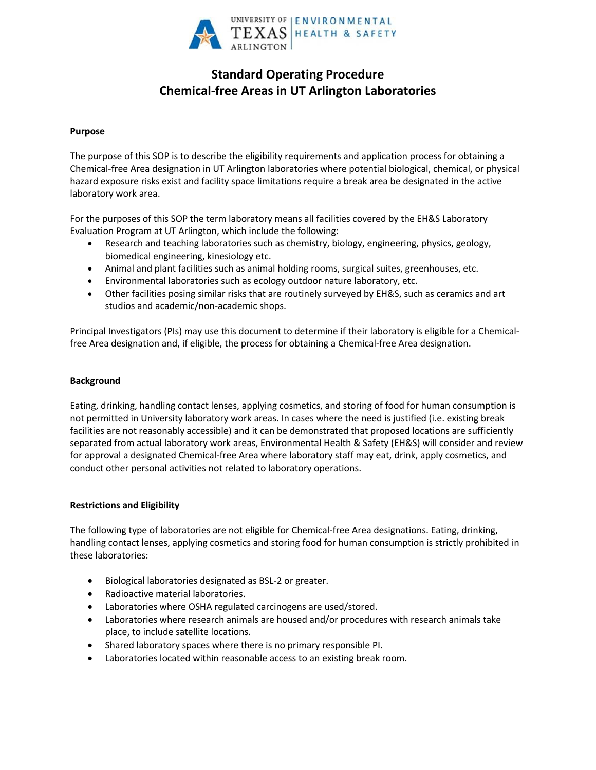# Standard Operating Procedure
# Chemical-free Areas in UT Arlington Laboratories

**Purpose**

The purpose of this SOP is to describe the eligibility requirements and application process for obtaining a Chemical-free Area designation in UT Arlington laboratories where potential biological, chemical, or physical hazard exposure risks exist and facility space limitations require a break area be designated in the active laboratory work area.

For the purposes of this SOP the term laboratory means all facilities covered by the EH&S Laboratory Evaluation Program at UT Arlington, which include the following:

- Research and teaching laboratories such as chemistry, biology, engineering, physics, geology, biomedical engineering, kinesiology etc.
- Animal and plant facilities such as animal holding rooms, surgical suites, greenhouses, etc.
- Environmental laboratories such as ecology outdoor nature laboratory, etc.
- Other facilities posing similar risks that are routinely surveyed by EH&S, such as ceramics and art studios and academic/non-academic shops.

Principal Investigators (PIs) may use this document to determine if their laboratory is eligible for a Chemical-free Area designation and, if eligible, the process for obtaining a Chemical-free Area designation.

**Background**

Eating, drinking, handling contact lenses, applying cosmetics, and storing of food for human consumption is not permitted in University laboratory work areas. In cases where the need is justified (i.e. existing break facilities are not reasonably accessible) and it can be demonstrated that proposed locations are sufficiently separated from actual laboratory work areas, Environmental Health & Safety (EH&S) will consider and review for approval a designated Chemical-free Area where laboratory staff may eat, drink, apply cosmetics, and conduct other personal activities not related to laboratory operations.

**Restrictions and Eligibility**

The following type of laboratories are not eligible for Chemical-free Area designations. Eating, drinking, handling contact lenses, applying cosmetics and storing food for human consumption is strictly prohibited in these laboratories:

- Biological laboratories designated as BSL-2 or greater.
- Radioactive material laboratories.
- Laboratories where OSHA regulated carcinogens are used/stored.
- Laboratories where research animals are housed and/or procedures with research animals take place, to include satellite locations.
- Shared laboratory spaces where there is no primary responsible PI.
- Laboratories located within reasonable access to an existing break room.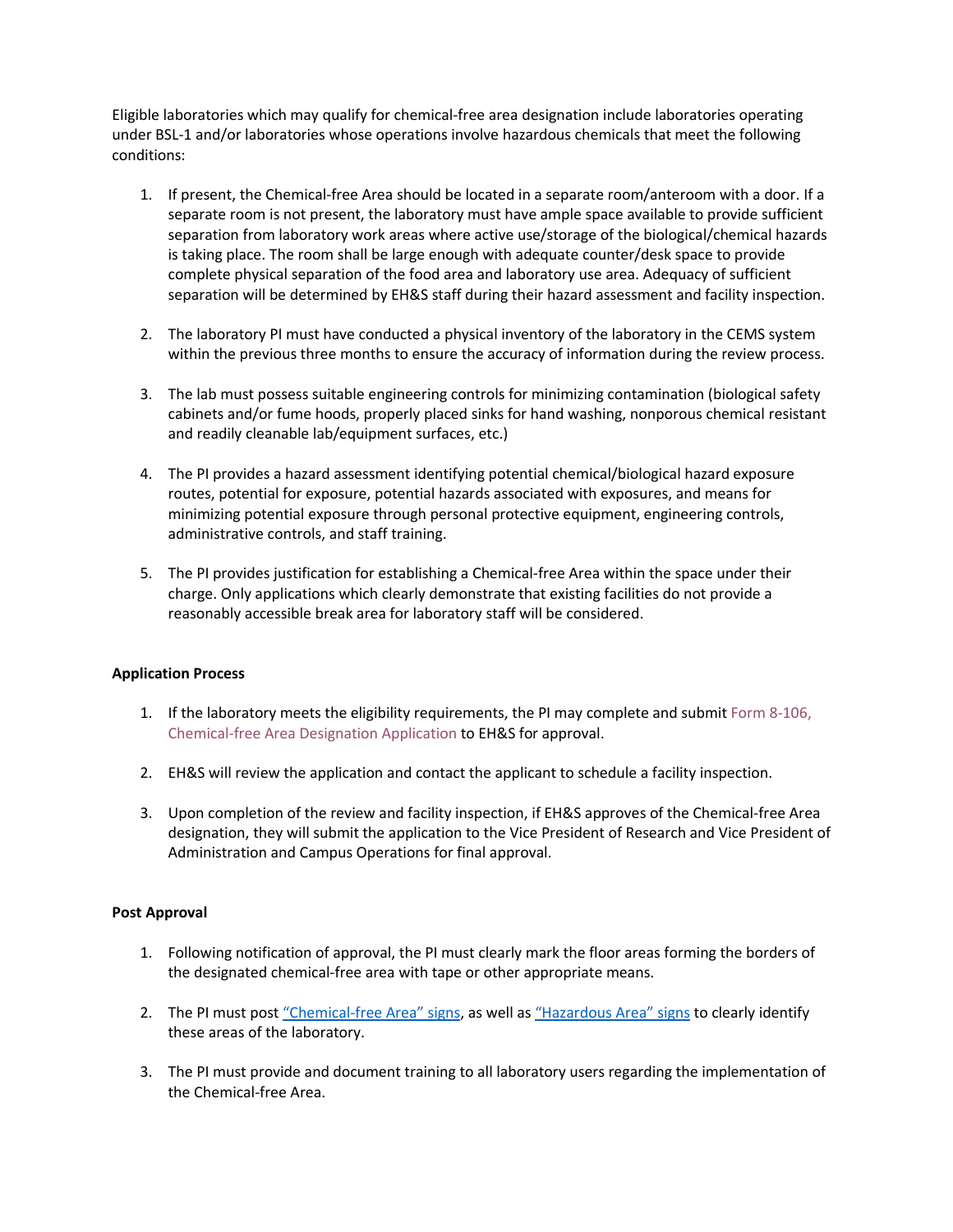Eligible laboratories which may qualify for chemical-free area designation include laboratories operating under BSL-1 and/or laboratories whose operations involve hazardous chemicals that meet the following conditions:

1. If present, the Chemical-free Area should be located in a separate room/anteroom with a door. If a separate room is not present, the laboratory must have ample space available to provide sufficient separation from laboratory work areas where active use/storage of the biological/chemical hazards is taking place. The room shall be large enough with adequate counter/desk space to provide complete physical separation of the food area and laboratory use area. Adequacy of sufficient separation will be determined by EH&S staff during their hazard assessment and facility inspection.

2. The laboratory PI must have conducted a physical inventory of the laboratory in the CEMS system within the previous three months to ensure the accuracy of information during the review process.

3. The lab must possess suitable engineering controls for minimizing contamination (biological safety cabinets and/or fume hoods, properly placed sinks for hand washing, nonporous chemical resistant and readily cleanable lab/equipment surfaces, etc.)

4. The PI provides a hazard assessment identifying potential chemical/biological hazard exposure routes, potential for exposure, potential hazards associated with exposures, and means for minimizing potential exposure through personal protective equipment, engineering controls, administrative controls, and staff training.

5. The PI provides justification for establishing a Chemical-free Area within the space under their charge. Only applications which clearly demonstrate that existing facilities do not provide a reasonably accessible break area for laboratory staff will be considered.

**Application Process**

1. If the laboratory meets the eligibility requirements, the PI may complete and submit Form 8-106, Chemical-free Area Designation Application to EH&S for approval.

2. EH&S will review the application and contact the applicant to schedule a facility inspection.

3. Upon completion of the review and facility inspection, if EH&S approves of the Chemical-free Area designation, they will submit the application to the Vice President of Research and Vice President of Administration and Campus Operations for final approval.

**Post Approval**

1. Following notification of approval, the PI must clearly mark the floor areas forming the borders of the designated chemical-free area with tape or other appropriate means.

2. The PI must post "Chemical-free Area" signs, as well as "Hazardous Area" signs to clearly identify these areas of the laboratory.

3. The PI must provide and document training to all laboratory users regarding the implementation of the Chemical-free Area.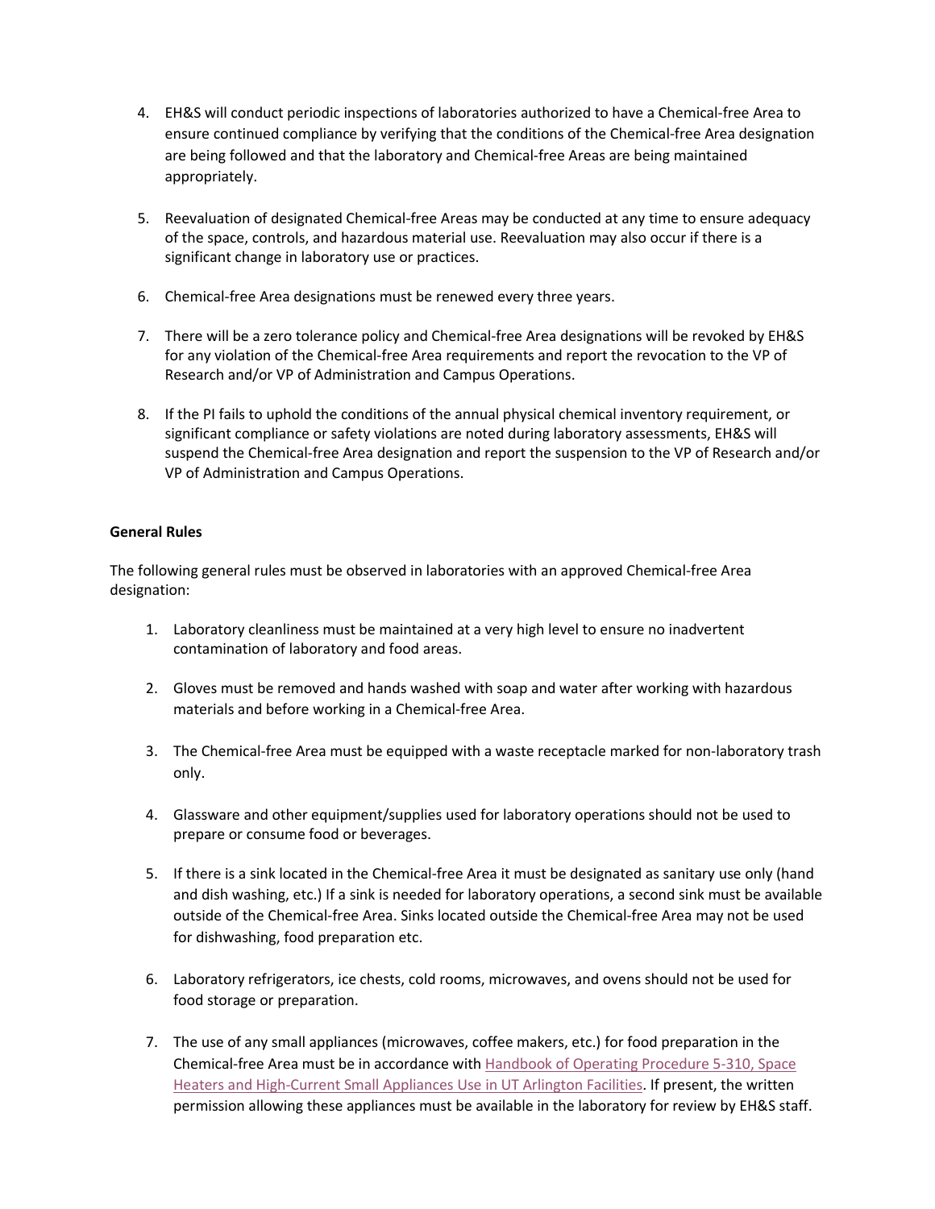4. EH&S will conduct periodic inspections of laboratories authorized to have a Chemical-free Area to ensure continued compliance by verifying that the conditions of the Chemical-free Area designation are being followed and that the laboratory and Chemical-free Areas are being maintained appropriately.

5. Reevaluation of designated Chemical-free Areas may be conducted at any time to ensure adequacy of the space, controls, and hazardous material use. Reevaluation may also occur if there is a significant change in laboratory use or practices.

6. Chemical-free Area designations must be renewed every three years.

7. There will be a zero tolerance policy and Chemical-free Area designations will be revoked by EH&S for any violation of the Chemical-free Area requirements and report the revocation to the VP of Research and/or VP of Administration and Campus Operations.

8. If the PI fails to uphold the conditions of the annual physical chemical inventory requirement, or significant compliance or safety violations are noted during laboratory assessments, EH&S will suspend the Chemical-free Area designation and report the suspension to the VP of Research and/or VP of Administration and Campus Operations.

**General Rules**

The following general rules must be observed in laboratories with an approved Chemical-free Area designation:

1. Laboratory cleanliness must be maintained at a very high level to ensure no inadvertent contamination of laboratory and food areas.

2. Gloves must be removed and hands washed with soap and water after working with hazardous materials and before working in a Chemical-free Area.

3. The Chemical-free Area must be equipped with a waste receptacle marked for non-laboratory trash only.

4. Glassware and other equipment/supplies used for laboratory operations should not be used to prepare or consume food or beverages.

5. If there is a sink located in the Chemical-free Area it must be designated as sanitary use only (hand and dish washing, etc.) If a sink is needed for laboratory operations, a second sink must be available outside of the Chemical-free Area. Sinks located outside the Chemical-free Area may not be used for dishwashing, food preparation etc.

6. Laboratory refrigerators, ice chests, cold rooms, microwaves, and ovens should not be used for food storage or preparation.

7. The use of any small appliances (microwaves, coffee makers, etc.) for food preparation in the Chemical-free Area must be in accordance with Handbook of Operating Procedure 5-310, Space Heaters and High-Current Small Appliances Use in UT Arlington Facilities. If present, the written permission allowing these appliances must be available in the laboratory for review by EH&S staff.